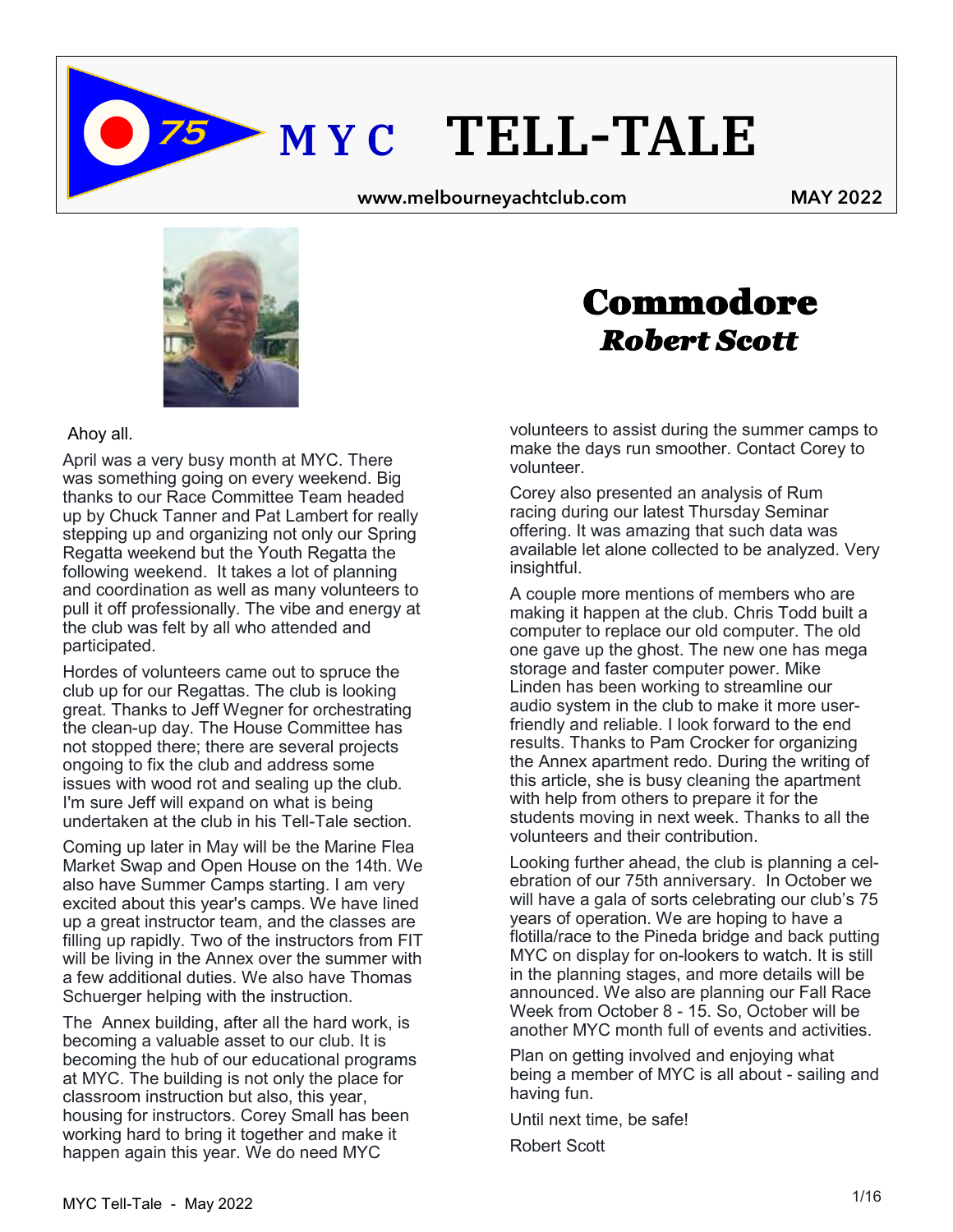# MYC TELL-TALE

www.melbourneyachtclub.com

MAY 2022

## Commodore
### *Robert Scott*

Ahoy all.

April was a very busy month at MYC. There was something going on every weekend. Big thanks to our Race Committee Team headed up by Chuck Tanner and Pat Lambert for really stepping up and organizing not only our Spring Regatta weekend but the Youth Regatta the following weekend. It takes a lot of planning and coordination as well as many volunteers to pull it off professionally. The vibe and energy at the club was felt by all who attended and participated.

Hordes of volunteers came out to spruce the club up for our Regattas. The club is looking great. Thanks to Jeff Wegner for orchestrating the clean-up day. The House Committee has not stopped there; there are several projects ongoing to fix the club and address some issues with wood rot and sealing up the club. I'm sure Jeff will expand on what is being undertaken at the club in his Tell-Tale section.

Coming up later in May will be the Marine Flea Market Swap and Open House on the 14th. We also have Summer Camps starting. I am very excited about this year's camps. We have lined up a great instructor team, and the classes are filling up rapidly. Two of the instructors from FIT will be living in the Annex over the summer with a few additional duties. We also have Thomas Schuerger helping with the instruction.

The Annex building, after all the hard work, is becoming a valuable asset to our club. It is becoming the hub of our educational programs at MYC. The building is not only the place for classroom instruction but also, this year, housing for instructors. Corey Small has been working hard to bring it together and make it happen again this year. We do need MYC volunteers to assist during the summer camps to make the days run smoother. Contact Corey to volunteer.

Corey also presented an analysis of Rum racing during our latest Thursday Seminar offering. It was amazing that such data was available let alone collected to be analyzed. Very insightful.

A couple more mentions of members who are making it happen at the club. Chris Todd built a computer to replace our old computer. The old one gave up the ghost. The new one has mega storage and faster computer power. Mike Linden has been working to streamline our audio system in the club to make it more user-friendly and reliable. I look forward to the end results. Thanks to Pam Crocker for organizing the Annex apartment redo. During the writing of this article, she is busy cleaning the apartment with help from others to prepare it for the students moving in next week. Thanks to all the volunteers and their contribution.

Looking further ahead, the club is planning a celebration of our 75th anniversary. In October we will have a gala of sorts celebrating our club's 75 years of operation. We are hoping to have a flotilla/race to the Pineda bridge and back putting MYC on display for on-lookers to watch. It is still in the planning stages, and more details will be announced. We also are planning our Fall Race Week from October 8 - 15. So, October will be another MYC month full of events and activities.

Plan on getting involved and enjoying what being a member of MYC is all about - sailing and having fun.

Until next time, be safe!

Robert Scott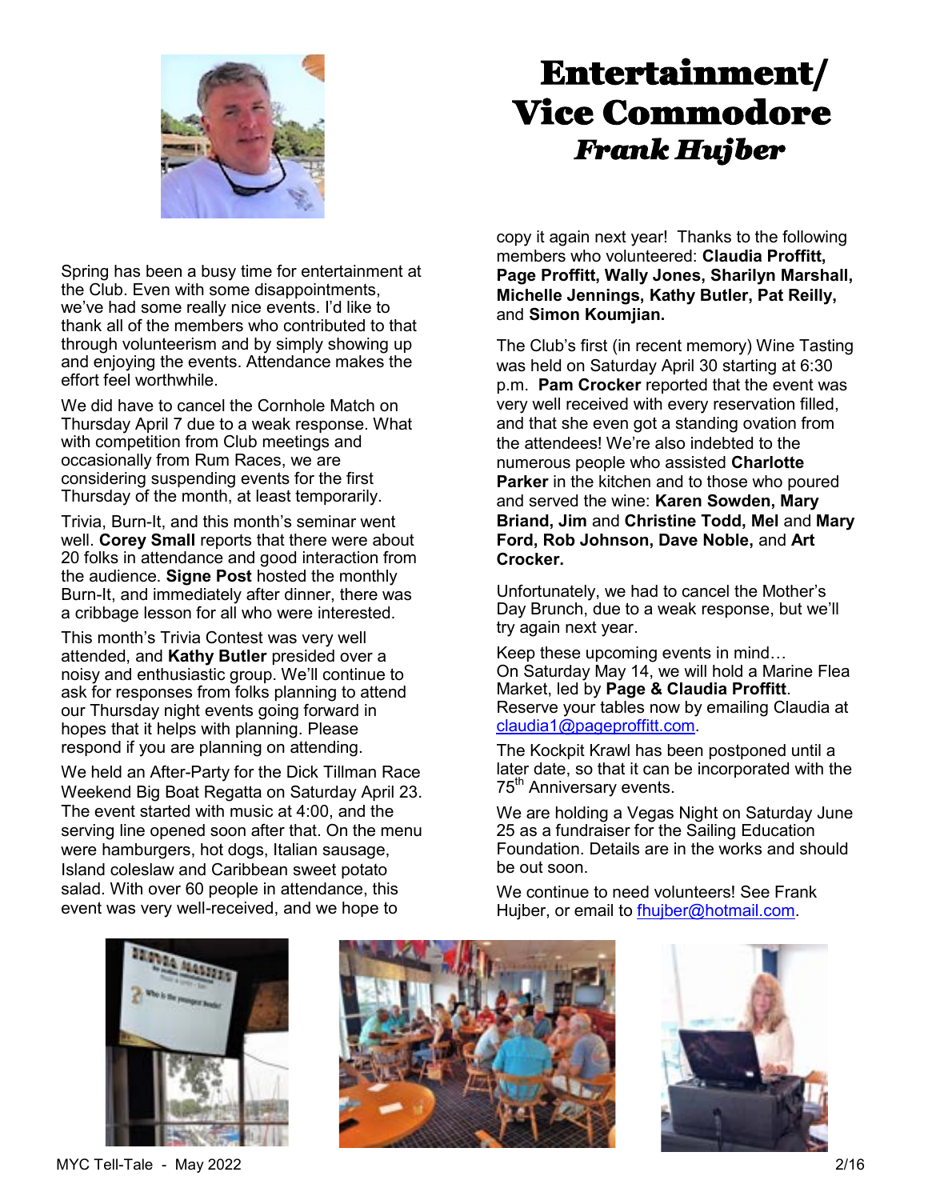# Entertainment/ Vice Commodore

## *Frank Hujber*

Spring has been a busy time for entertainment at the Club. Even with some disappointments, we've had some really nice events. I'd like to thank all of the members who contributed to that through volunteerism and by simply showing up and enjoying the events. Attendance makes the effort feel worthwhile.

We did have to cancel the Cornhole Match on Thursday April 7 due to a weak response. What with competition from Club meetings and occasionally from Rum Races, we are considering suspending events for the first Thursday of the month, at least temporarily.

Trivia, Burn-It, and this month's seminar went well. **Corey Small** reports that there were about 20 folks in attendance and good interaction from the audience. **Signe Post** hosted the monthly Burn-It, and immediately after dinner, there was a cribbage lesson for all who were interested.

This month's Trivia Contest was very well attended, and **Kathy Butler** presided over a noisy and enthusiastic group. We'll continue to ask for responses from folks planning to attend our Thursday night events going forward in hopes that it helps with planning. Please respond if you are planning on attending.

We held an After-Party for the Dick Tillman Race Weekend Big Boat Regatta on Saturday April 23. The event started with music at 4:00, and the serving line opened soon after that. On the menu were hamburgers, hot dogs, Italian sausage, Island coleslaw and Caribbean sweet potato salad. With over 60 people in attendance, this event was very well-received, and we hope to copy it again next year! Thanks to the following members who volunteered: **Claudia Proffitt, Page Proffitt, Wally Jones, Sharilyn Marshall, Michelle Jennings, Kathy Butler, Pat Reilly,** and **Simon Koumjian.**

The Club's first (in recent memory) Wine Tasting was held on Saturday April 30 starting at 6:30 p.m. **Pam Crocker** reported that the event was very well received with every reservation filled, and that she even got a standing ovation from the attendees! We're also indebted to the numerous people who assisted **Charlotte Parker** in the kitchen and to those who poured and served the wine: **Karen Sowden, Mary Briand, Jim** and **Christine Todd, Mel** and **Mary Ford, Rob Johnson, Dave Noble,** and **Art Crocker.**

Unfortunately, we had to cancel the Mother's Day Brunch, due to a weak response, but we'll try again next year.

Keep these upcoming events in mind…
On Saturday May 14, we will hold a Marine Flea Market, led by **Page & Claudia Proffitt**. Reserve your tables now by emailing Claudia at claudia1@pageproffitt.com.

The Kockpit Krawl has been postponed until a later date, so that it can be incorporated with the 75th Anniversary events.

We are holding a Vegas Night on Saturday June 25 as a fundraiser for the Sailing Education Foundation. Details are in the works and should be out soon.

We continue to need volunteers! See Frank Hujber, or email to fhujber@hotmail.com.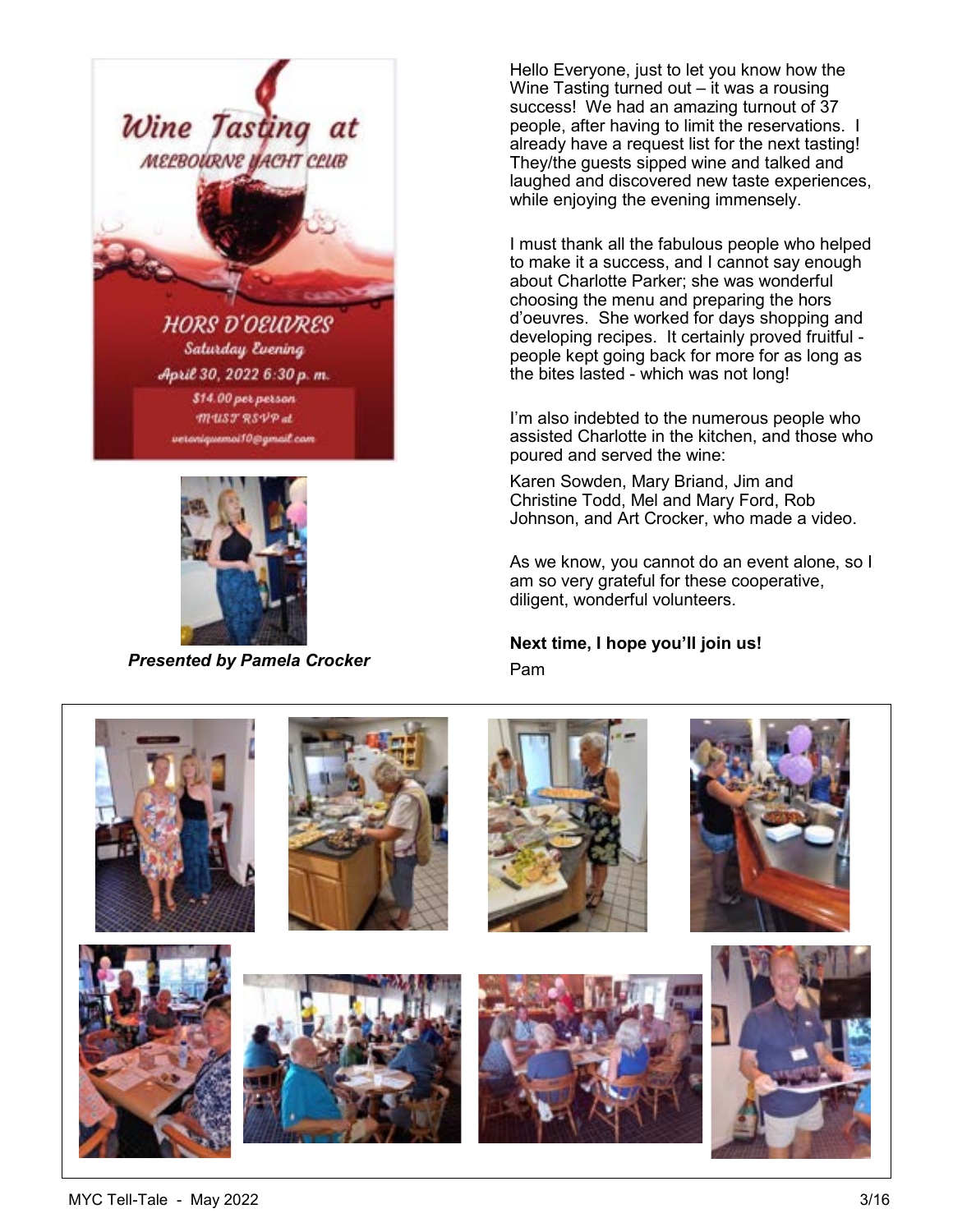Wine Tasting at

MELBOURNE YACHT CLUB

HORS D'OEUVRES

Saturday Evening

April 30, 2022 6:30 p. m.

$14.00 per person

MUST RSVP at

veroniquemoi10@gmail.com

***Presented by Pamela Crocker***

Hello Everyone, just to let you know how the Wine Tasting turned out – it was a rousing success! We had an amazing turnout of 37 people, after having to limit the reservations. I already have a request list for the next tasting! They/the guests sipped wine and talked and laughed and discovered new taste experiences, while enjoying the evening immensely.

I must thank all the fabulous people who helped to make it a success, and I cannot say enough about Charlotte Parker; she was wonderful choosing the menu and preparing the hors d'oeuvres. She worked for days shopping and developing recipes. It certainly proved fruitful - people kept going back for more for as long as the bites lasted - which was not long!

I'm also indebted to the numerous people who assisted Charlotte in the kitchen, and those who poured and served the wine:

Karen Sowden, Mary Briand, Jim and Christine Todd, Mel and Mary Ford, Rob Johnson, and Art Crocker, who made a video.

As we know, you cannot do an event alone, so I am so very grateful for these cooperative, diligent, wonderful volunteers.

**Next time, I hope you'll join us!**

Pam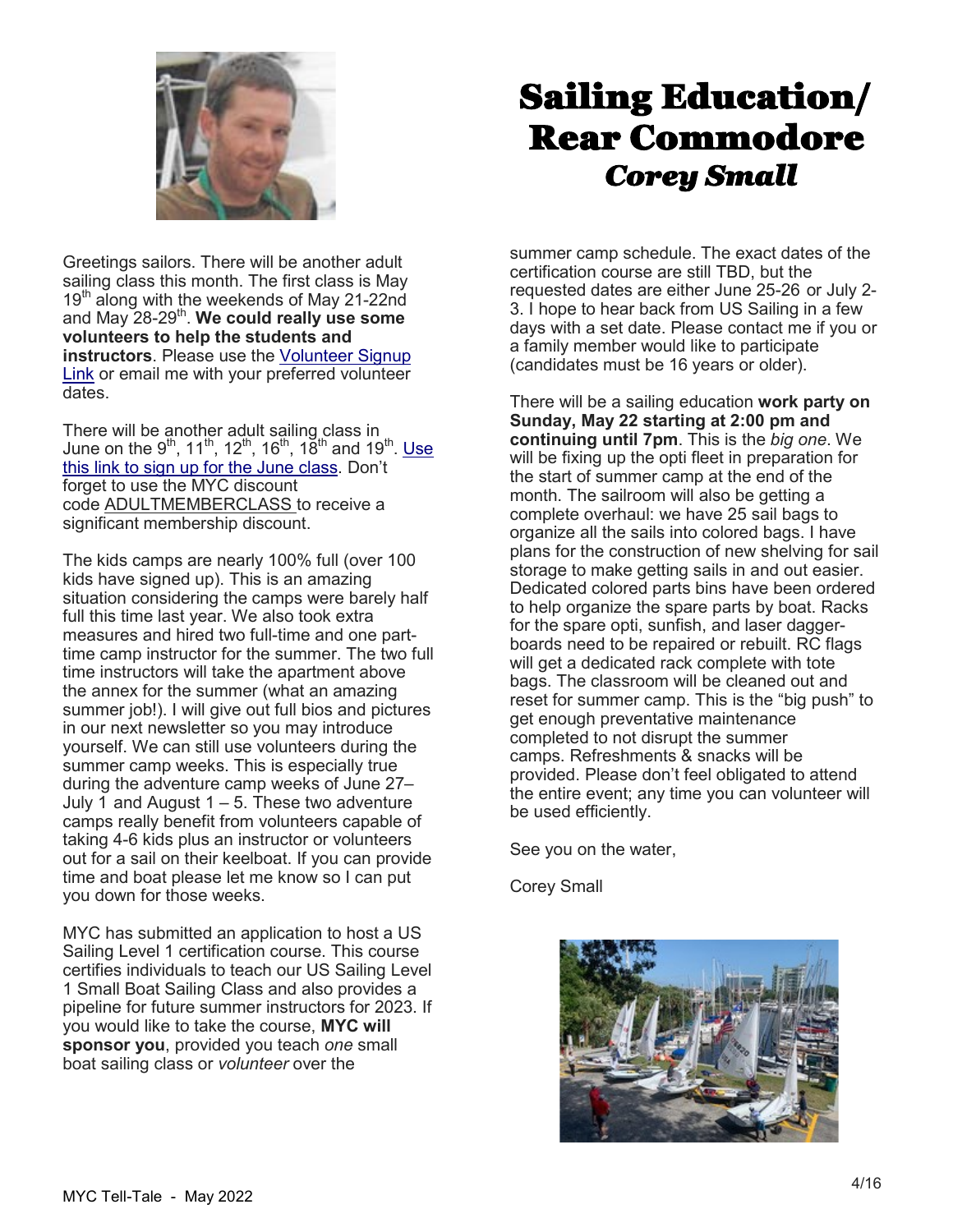# Sailing Education/ Rear Commodore

## *Corey Small*

Greetings sailors. There will be another adult sailing class this month. The first class is May 19th along with the weekends of May 21-22nd and May 28-29th. **We could really use some volunteers to help the students and instructors**. Please use the Volunteer Signup Link or email me with your preferred volunteer dates.

There will be another adult sailing class in June on the 9th, 11th, 12th, 16th, 18th and 19th. Use this link to sign up for the June class. Don't forget to use the MYC discount code ADULTMEMBERCLASS to receive a significant membership discount.

The kids camps are nearly 100% full (over 100 kids have signed up). This is an amazing situation considering the camps were barely half full this time last year. We also took extra measures and hired two full-time and one part-time camp instructor for the summer. The two full time instructors will take the apartment above the annex for the summer (what an amazing summer job!). I will give out full bios and pictures in our next newsletter so you may introduce yourself. We can still use volunteers during the summer camp weeks. This is especially true during the adventure camp weeks of June 27–July 1 and August 1 – 5. These two adventure camps really benefit from volunteers capable of taking 4-6 kids plus an instructor or volunteers out for a sail on their keelboat. If you can provide time and boat please let me know so I can put you down for those weeks.

MYC has submitted an application to host a US Sailing Level 1 certification course. This course certifies individuals to teach our US Sailing Level 1 Small Boat Sailing Class and also provides a pipeline for future summer instructors for 2023. If you would like to take the course, **MYC will sponsor you**, provided you teach *one* small boat sailing class or *volunteer* over the summer camp schedule. The exact dates of the certification course are still TBD, but the requested dates are either June 25-26 or July 2-3. I hope to hear back from US Sailing in a few days with a set date. Please contact me if you or a family member would like to participate (candidates must be 16 years or older).

There will be a sailing education **work party on Sunday, May 22 starting at 2:00 pm and continuing until 7pm**. This is the *big one*. We will be fixing up the opti fleet in preparation for the start of summer camp at the end of the month. The sailroom will also be getting a complete overhaul: we have 25 sail bags to organize all the sails into colored bags. I have plans for the construction of new shelving for sail storage to make getting sails in and out easier. Dedicated colored parts bins have been ordered to help organize the spare parts by boat. Racks for the spare opti, sunfish, and laser dagger-boards need to be repaired or rebuilt. RC flags will get a dedicated rack complete with tote bags. The classroom will be cleaned out and reset for summer camp. This is the "big push" to get enough preventative maintenance completed to not disrupt the summer camps. Refreshments & snacks will be provided. Please don't feel obligated to attend the entire event; any time you can volunteer will be used efficiently.

See you on the water,

Corey Small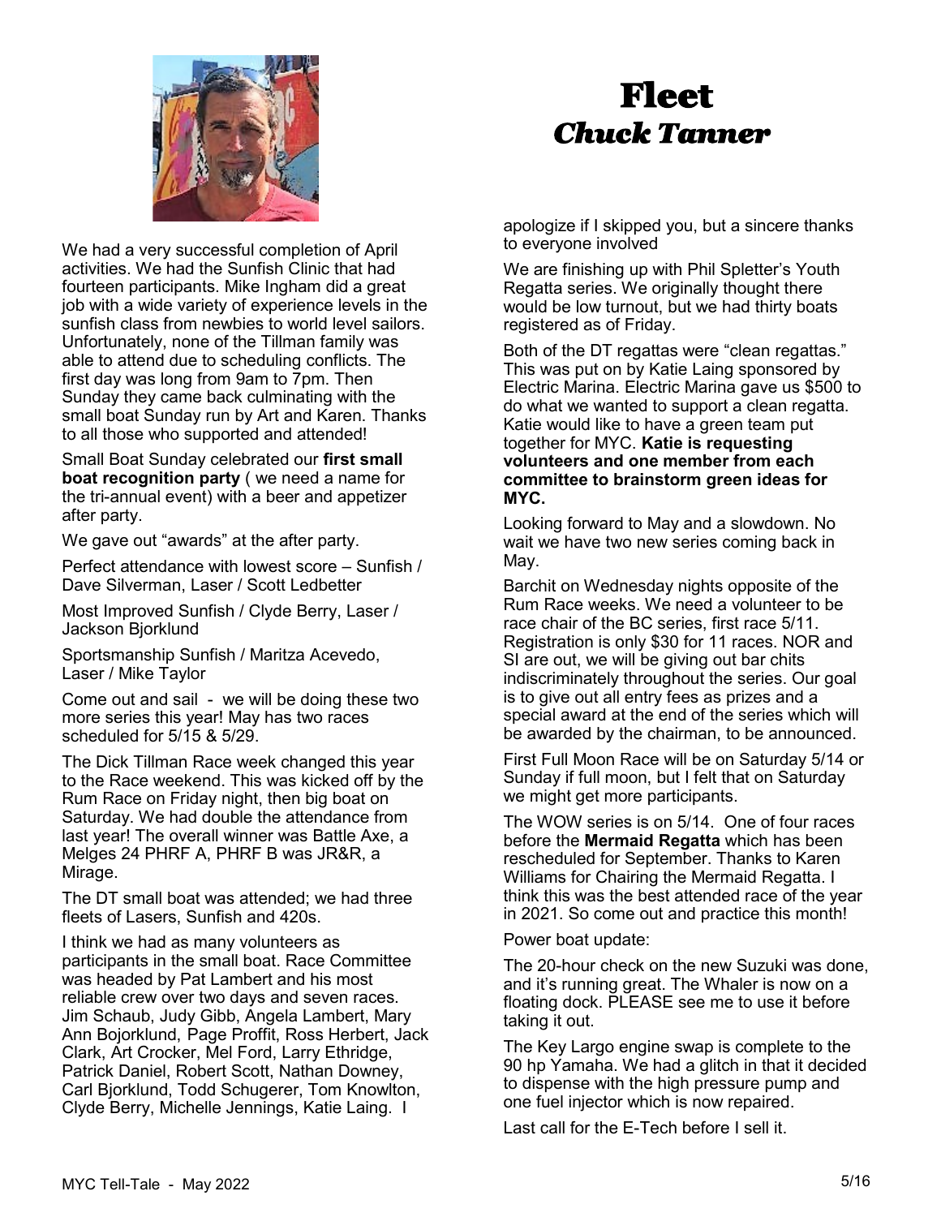# Fleet
## *Chuck Tanner*

We had a very successful completion of April activities. We had the Sunfish Clinic that had fourteen participants. Mike Ingham did a great job with a wide variety of experience levels in the sunfish class from newbies to world level sailors. Unfortunately, none of the Tillman family was able to attend due to scheduling conflicts. The first day was long from 9am to 7pm. Then Sunday they came back culminating with the small boat Sunday run by Art and Karen. Thanks to all those who supported and attended!

Small Boat Sunday celebrated our **first small boat recognition party** ( we need a name for the tri-annual event) with a beer and appetizer after party.

We gave out "awards" at the after party.

Perfect attendance with lowest score – Sunfish / Dave Silverman, Laser / Scott Ledbetter

Most Improved Sunfish / Clyde Berry, Laser / Jackson Bjorklund

Sportsmanship Sunfish / Maritza Acevedo, Laser / Mike Taylor

Come out and sail - we will be doing these two more series this year! May has two races scheduled for 5/15 & 5/29.

The Dick Tillman Race week changed this year to the Race weekend. This was kicked off by the Rum Race on Friday night, then big boat on Saturday. We had double the attendance from last year! The overall winner was Battle Axe, a Melges 24 PHRF A, PHRF B was JR&R, a Mirage.

The DT small boat was attended; we had three fleets of Lasers, Sunfish and 420s.

I think we had as many volunteers as participants in the small boat. Race Committee was headed by Pat Lambert and his most reliable crew over two days and seven races. Jim Schaub, Judy Gibb, Angela Lambert, Mary Ann Bojorklund, Page Proffit, Ross Herbert, Jack Clark, Art Crocker, Mel Ford, Larry Ethridge, Patrick Daniel, Robert Scott, Nathan Downey, Carl Bjorklund, Todd Schugerer, Tom Knowlton, Clyde Berry, Michelle Jennings, Katie Laing. I apologize if I skipped you, but a sincere thanks to everyone involved

We are finishing up with Phil Spletter's Youth Regatta series. We originally thought there would be low turnout, but we had thirty boats registered as of Friday.

Both of the DT regattas were "clean regattas." This was put on by Katie Laing sponsored by Electric Marina. Electric Marina gave us $500 to do what we wanted to support a clean regatta. Katie would like to have a green team put together for MYC. **Katie is requesting volunteers and one member from each committee to brainstorm green ideas for MYC.**

Looking forward to May and a slowdown. No wait we have two new series coming back in May.

Barchit on Wednesday nights opposite of the Rum Race weeks. We need a volunteer to be race chair of the BC series, first race 5/11. Registration is only $30 for 11 races. NOR and SI are out, we will be giving out bar chits indiscriminately throughout the series. Our goal is to give out all entry fees as prizes and a special award at the end of the series which will be awarded by the chairman, to be announced.

First Full Moon Race will be on Saturday 5/14 or Sunday if full moon, but I felt that on Saturday we might get more participants.

The WOW series is on 5/14. One of four races before the **Mermaid Regatta** which has been rescheduled for September. Thanks to Karen Williams for Chairing the Mermaid Regatta. I think this was the best attended race of the year in 2021. So come out and practice this month!

Power boat update:

The 20-hour check on the new Suzuki was done, and it's running great. The Whaler is now on a floating dock. PLEASE see me to use it before taking it out.

The Key Largo engine swap is complete to the 90 hp Yamaha. We had a glitch in that it decided to dispense with the high pressure pump and one fuel injector which is now repaired.

Last call for the E-Tech before I sell it.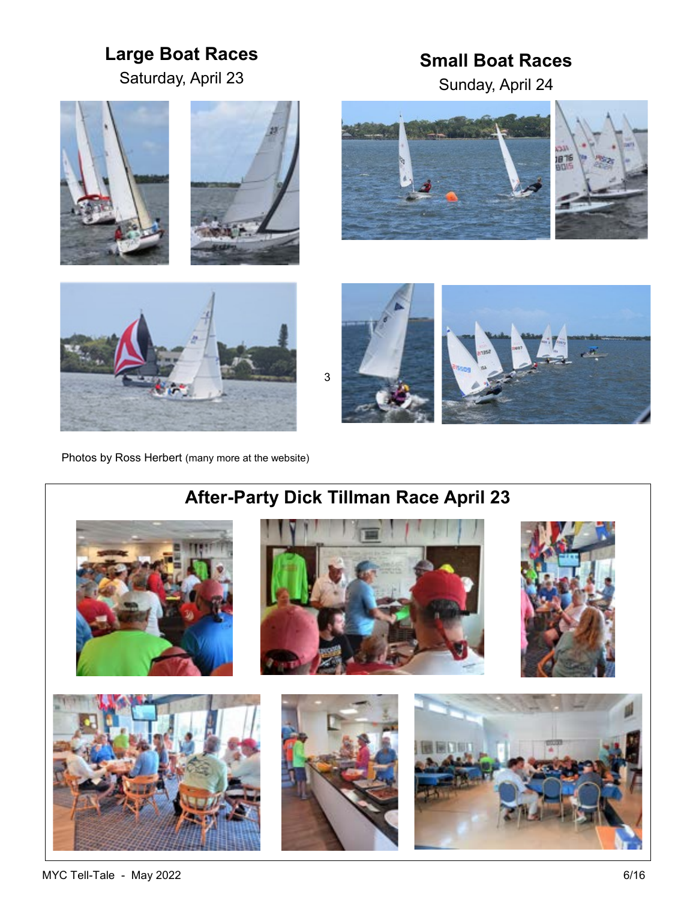## Large Boat Races

Saturday, April 23

## Small Boat Races

Sunday, April 24

3

Photos by Ross Herbert (many more at the website)

## After-Party Dick Tillman Race April 23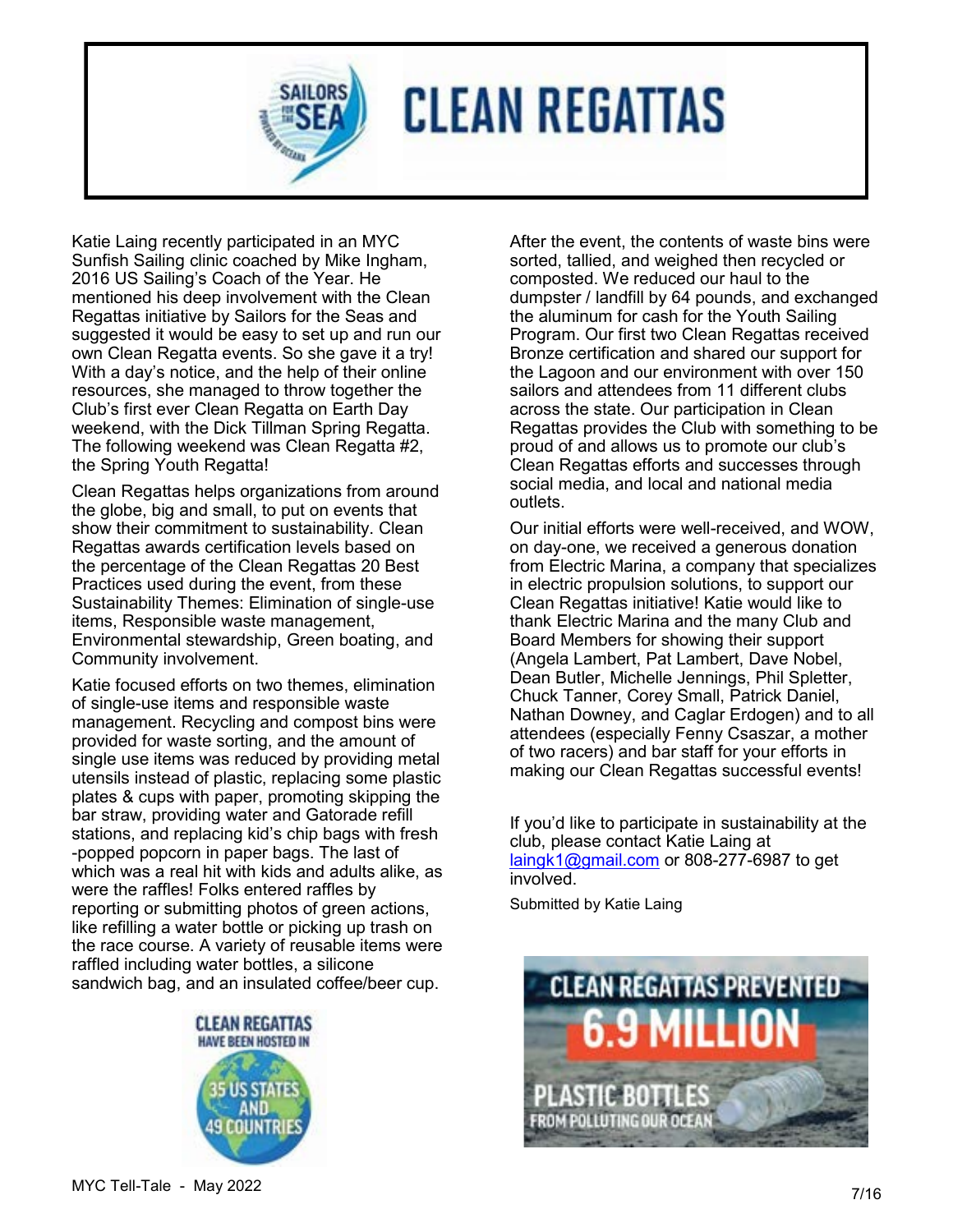# CLEAN REGATTAS

Katie Laing recently participated in an MYC Sunfish Sailing clinic coached by Mike Ingham, 2016 US Sailing's Coach of the Year. He mentioned his deep involvement with the Clean Regattas initiative by Sailors for the Seas and suggested it would be easy to set up and run our own Clean Regatta events. So she gave it a try! With a day's notice, and the help of their online resources, she managed to throw together the Club's first ever Clean Regatta on Earth Day weekend, with the Dick Tillman Spring Regatta. The following weekend was Clean Regatta #2, the Spring Youth Regatta!

Clean Regattas helps organizations from around the globe, big and small, to put on events that show their commitment to sustainability. Clean Regattas awards certification levels based on the percentage of the Clean Regattas 20 Best Practices used during the event, from these Sustainability Themes: Elimination of single-use items, Responsible waste management, Environmental stewardship, Green boating, and Community involvement.

Katie focused efforts on two themes, elimination of single-use items and responsible waste management. Recycling and compost bins were provided for waste sorting, and the amount of single use items was reduced by providing metal utensils instead of plastic, replacing some plastic plates & cups with paper, promoting skipping the bar straw, providing water and Gatorade refill stations, and replacing kid's chip bags with fresh -popped popcorn in paper bags. The last of which was a real hit with kids and adults alike, as were the raffles! Folks entered raffles by reporting or submitting photos of green actions, like refilling a water bottle or picking up trash on the race course. A variety of reusable items were raffled including water bottles, a silicone sandwich bag, and an insulated coffee/beer cup.

After the event, the contents of waste bins were sorted, tallied, and weighed then recycled or composted. We reduced our haul to the dumpster / landfill by 64 pounds, and exchanged the aluminum for cash for the Youth Sailing Program. Our first two Clean Regattas received Bronze certification and shared our support for the Lagoon and our environment with over 150 sailors and attendees from 11 different clubs across the state. Our participation in Clean Regattas provides the Club with something to be proud of and allows us to promote our club's Clean Regattas efforts and successes through social media, and local and national media outlets.

Our initial efforts were well-received, and WOW, on day-one, we received a generous donation from Electric Marina, a company that specializes in electric propulsion solutions, to support our Clean Regattas initiative! Katie would like to thank Electric Marina and the many Club and Board Members for showing their support (Angela Lambert, Pat Lambert, Dave Nobel, Dean Butler, Michelle Jennings, Phil Spletter, Chuck Tanner, Corey Small, Patrick Daniel, Nathan Downey, and Caglar Erdogen) and to all attendees (especially Fenny Csaszar, a mother of two racers) and bar staff for your efforts in making our Clean Regattas successful events!

If you'd like to participate in sustainability at the club, please contact Katie Laing at laingk1@gmail.com or 808-277-6987 to get involved.

Submitted by Katie Laing

CLEAN REGATTAS HAVE BEEN HOSTED IN 35 US STATES AND 49 COUNTRIES

CLEAN REGATTAS PREVENTED 6.9 MILLION PLASTIC BOTTLES FROM POLLUTING OUR OCEAN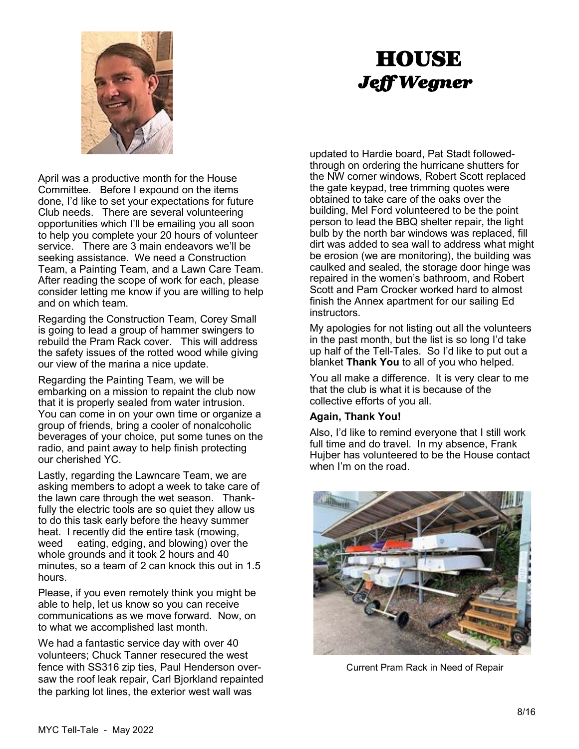# HOUSE
## *Jeff Wegner*

April was a productive month for the House Committee. Before I expound on the items done, I'd like to set your expectations for future Club needs. There are several volunteering opportunities which I'll be emailing you all soon to help you complete your 20 hours of volunteer service. There are 3 main endeavors we'll be seeking assistance. We need a Construction Team, a Painting Team, and a Lawn Care Team. After reading the scope of work for each, please consider letting me know if you are willing to help and on which team.

Regarding the Construction Team, Corey Small is going to lead a group of hammer swingers to rebuild the Pram Rack cover. This will address the safety issues of the rotted wood while giving our view of the marina a nice update.

Regarding the Painting Team, we will be embarking on a mission to repaint the club now that it is properly sealed from water intrusion. You can come in on your own time or organize a group of friends, bring a cooler of nonalcoholic beverages of your choice, put some tunes on the radio, and paint away to help finish protecting our cherished YC.

Lastly, regarding the Lawncare Team, we are asking members to adopt a week to take care of the lawn care through the wet season. Thankfully the electric tools are so quiet they allow us to do this task early before the heavy summer heat. I recently did the entire task (mowing, weed eating, edging, and blowing) over the whole grounds and it took 2 hours and 40 minutes, so a team of 2 can knock this out in 1.5 hours.

Please, if you even remotely think you might be able to help, let us know so you can receive communications as we move forward. Now, on to what we accomplished last month.

We had a fantastic service day with over 40 volunteers; Chuck Tanner resecured the west fence with SS316 zip ties, Paul Henderson oversaw the roof leak repair, Carl Bjorkland repainted the parking lot lines, the exterior west wall was updated to Hardie board, Pat Stadt followed-through on ordering the hurricane shutters for the NW corner windows, Robert Scott replaced the gate keypad, tree trimming quotes were obtained to take care of the oaks over the building, Mel Ford volunteered to be the point person to lead the BBQ shelter repair, the light bulb by the north bar windows was replaced, fill dirt was added to sea wall to address what might be erosion (we are monitoring), the building was caulked and sealed, the storage door hinge was repaired in the women's bathroom, and Robert Scott and Pam Crocker worked hard to almost finish the Annex apartment for our sailing Ed instructors.

My apologies for not listing out all the volunteers in the past month, but the list is so long I'd take up half of the Tell-Tales. So I'd like to put out a blanket **Thank You** to all of you who helped.

You all make a difference. It is very clear to me that the club is what it is because of the collective efforts of you all.

**Again, Thank You!**

Also, I'd like to remind everyone that I still work full time and do travel. In my absence, Frank Hujber has volunteered to be the House contact when I'm on the road.

Current Pram Rack in Need of Repair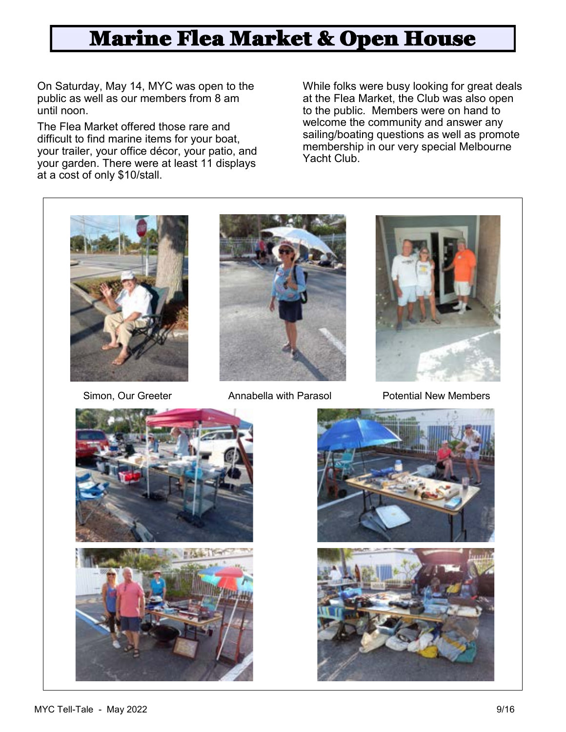# Marine Flea Market & Open House

On Saturday, May 14, MYC was open to the public as well as our members from 8 am until noon.

The Flea Market offered those rare and difficult to find marine items for your boat, your trailer, your office décor, your patio, and your garden. There were at least 11 displays at a cost of only $10/stall.

While folks were busy looking for great deals at the Flea Market, the Club was also open to the public. Members were on hand to welcome the community and answer any sailing/boating questions as well as promote membership in our very special Melbourne Yacht Club.

Simon, Our Greeter

Annabella with Parasol

Potential New Members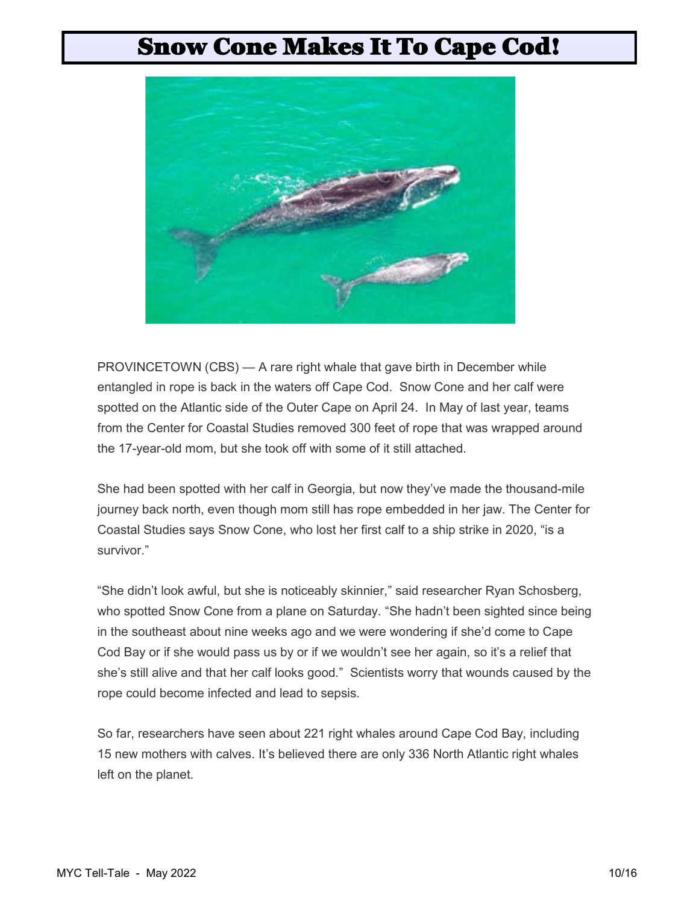# Snow Cone Makes It To Cape Cod!

PROVINCETOWN (CBS) — A rare right whale that gave birth in December while entangled in rope is back in the waters off Cape Cod. Snow Cone and her calf were spotted on the Atlantic side of the Outer Cape on April 24. In May of last year, teams from the Center for Coastal Studies removed 300 feet of rope that was wrapped around the 17-year-old mom, but she took off with some of it still attached.

She had been spotted with her calf in Georgia, but now they've made the thousand-mile journey back north, even though mom still has rope embedded in her jaw. The Center for Coastal Studies says Snow Cone, who lost her first calf to a ship strike in 2020, "is a survivor."

"She didn't look awful, but she is noticeably skinnier," said researcher Ryan Schosberg, who spotted Snow Cone from a plane on Saturday. "She hadn't been sighted since being in the southeast about nine weeks ago and we were wondering if she'd come to Cape Cod Bay or if she would pass us by or if we wouldn't see her again, so it's a relief that she's still alive and that her calf looks good." Scientists worry that wounds caused by the rope could become infected and lead to sepsis.

So far, researchers have seen about 221 right whales around Cape Cod Bay, including 15 new mothers with calves. It's believed there are only 336 North Atlantic right whales left on the planet.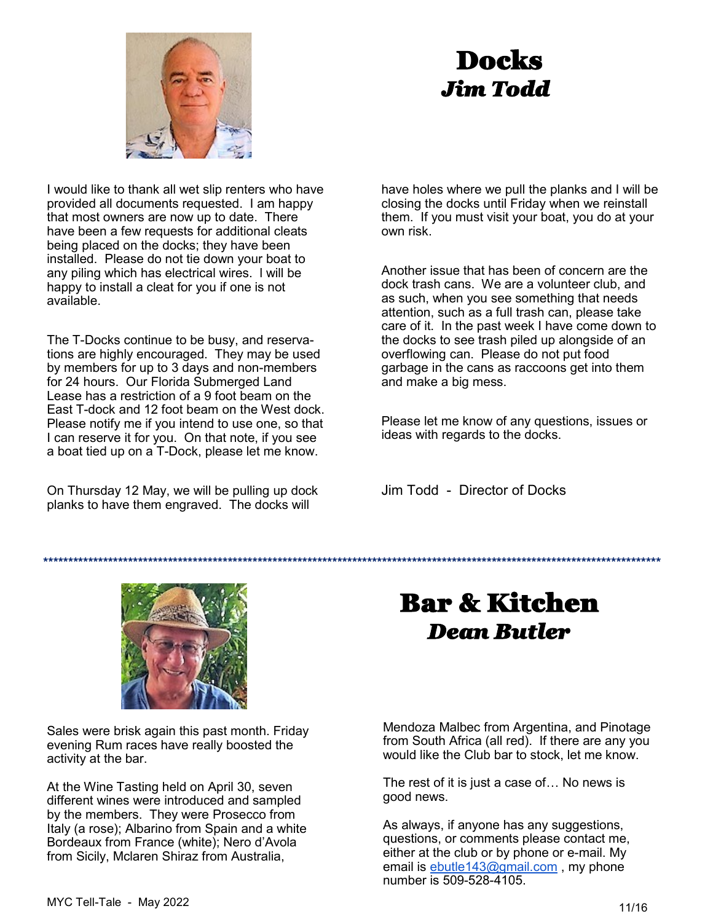# Docks
## *Jim Todd*

I would like to thank all wet slip renters who have provided all documents requested. I am happy that most owners are now up to date. There have been a few requests for additional cleats being placed on the docks; they have been installed. Please do not tie down your boat to any piling which has electrical wires. I will be happy to install a cleat for you if one is not available.

The T-Docks continue to be busy, and reservations are highly encouraged. They may be used by members for up to 3 days and non-members for 24 hours. Our Florida Submerged Land Lease has a restriction of a 9 foot beam on the East T-dock and 12 foot beam on the West dock. Please notify me if you intend to use one, so that I can reserve it for you. On that note, if you see a boat tied up on a T-Dock, please let me know.

On Thursday 12 May, we will be pulling up dock planks to have them engraved. The docks will have holes where we pull the planks and I will be closing the docks until Friday when we reinstall them. If you must visit your boat, you do at your own risk.

Another issue that has been of concern are the dock trash cans. We are a volunteer club, and as such, when you see something that needs attention, such as a full trash can, please take care of it. In the past week I have come down to the docks to see trash piled up alongside of an overflowing can. Please do not put food garbage in the cans as raccoons get into them and make a big mess.

Please let me know of any questions, issues or ideas with regards to the docks.

Jim Todd - Director of Docks

******************************************************************************************************************************

# Bar & Kitchen
## *Dean Butler*

Sales were brisk again this past month. Friday evening Rum races have really boosted the activity at the bar.

At the Wine Tasting held on April 30, seven different wines were introduced and sampled by the members. They were Prosecco from Italy (a rose); Albarino from Spain and a white Bordeaux from France (white); Nero d'Avola from Sicily, Mclaren Shiraz from Australia, Mendoza Malbec from Argentina, and Pinotage from South Africa (all red). If there are any you would like the Club bar to stock, let me know.

The rest of it is just a case of… No news is good news.

As always, if anyone has any suggestions, questions, or comments please contact me, either at the club or by phone or e-mail. My email is ebutle143@gmail.com , my phone number is 509-528-4105.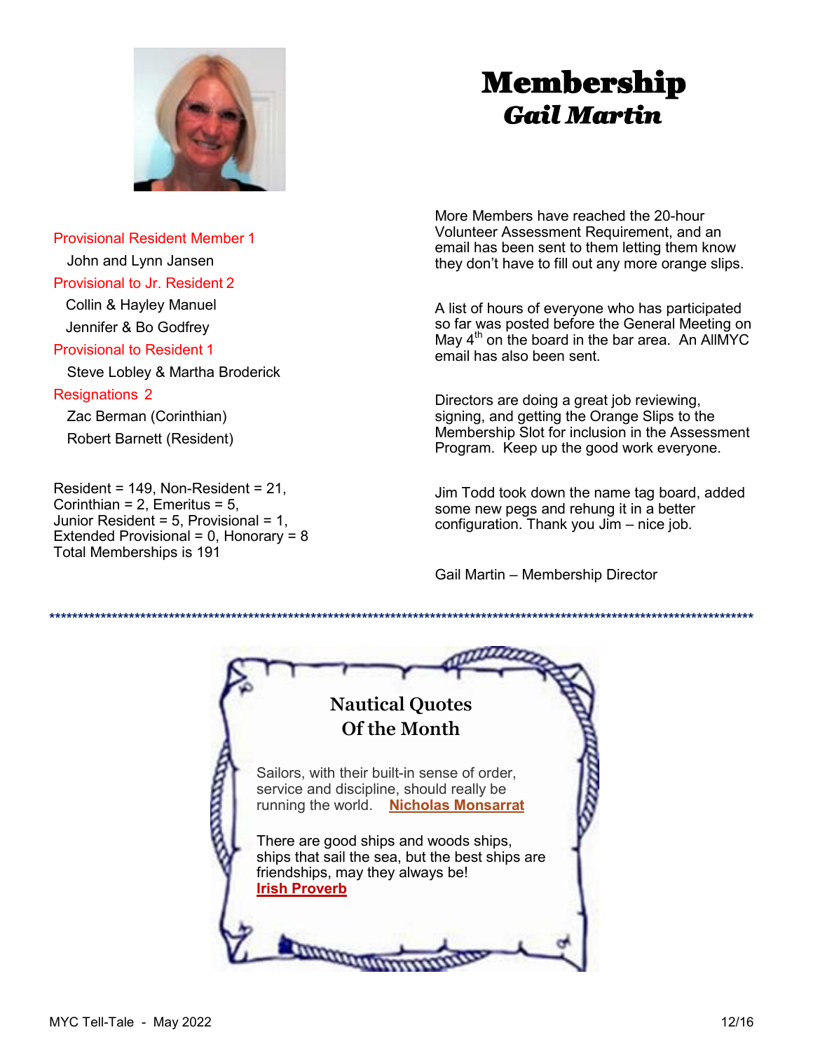# Membership
## *Gail Martin*

Provisional Resident Member 1

John and Lynn Jansen

Provisional to Jr. Resident 2

Collin & Hayley Manuel

Jennifer & Bo Godfrey

Provisional to Resident 1

Steve Lobley & Martha Broderick

Resignations 2

Zac Berman (Corinthian)

Robert Barnett (Resident)

Resident = 149, Non-Resident = 21, Corinthian = 2, Emeritus = 5, Junior Resident = 5, Provisional = 1, Extended Provisional = 0, Honorary = 8
Total Memberships is 191

More Members have reached the 20-hour Volunteer Assessment Requirement, and an email has been sent to them letting them know they don't have to fill out any more orange slips.

A list of hours of everyone who has participated so far was posted before the General Meeting on May 4th on the board in the bar area. An AllMYC email has also been sent.

Directors are doing a great job reviewing, signing, and getting the Orange Slips to the Membership Slot for inclusion in the Assessment Program. Keep up the good work everyone.

Jim Todd took down the name tag board, added some new pegs and rehung it in a better configuration. Thank you Jim – nice job.

Gail Martin – Membership Director

*****************************************************************************************************************************

### Nautical Quotes Of the Month

Sailors, with their built-in sense of order, service and discipline, should really be running the world. **Nicholas Monsarrat**

There are good ships and woods ships, ships that sail the sea, but the best ships are friendships, may they always be!
**Irish Proverb**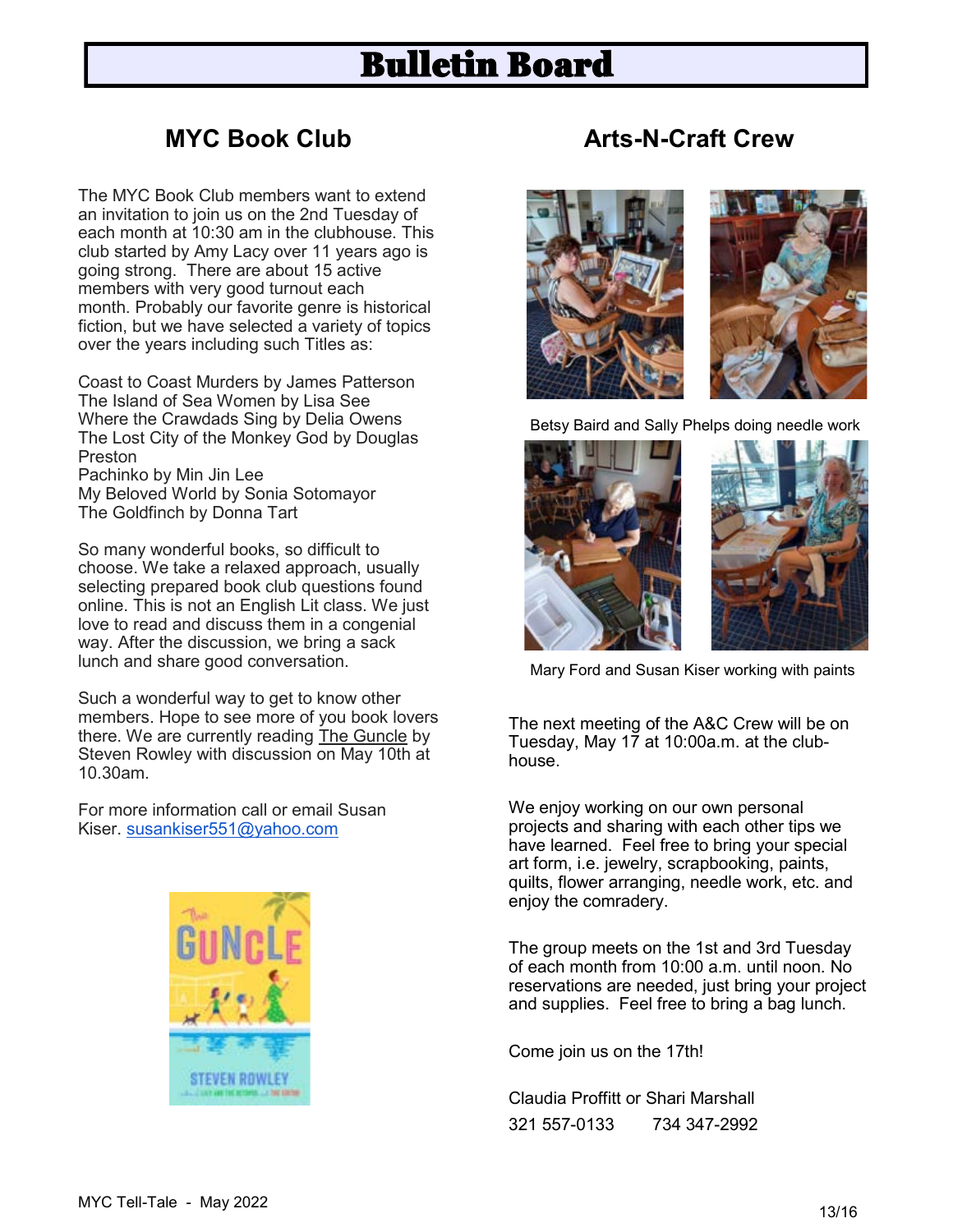# Bulletin Board

## MYC Book Club

The MYC Book Club members want to extend an invitation to join us on the 2nd Tuesday of each month at 10:30 am in the clubhouse. This club started by Amy Lacy over 11 years ago is going strong. There are about 15 active members with very good turnout each month. Probably our favorite genre is historical fiction, but we have selected a variety of topics over the years including such Titles as:

Coast to Coast Murders by James Patterson
The Island of Sea Women by Lisa See
Where the Crawdads Sing by Delia Owens
The Lost City of the Monkey God by Douglas Preston
Pachinko by Min Jin Lee
My Beloved World by Sonia Sotomayor
The Goldfinch by Donna Tart

So many wonderful books, so difficult to choose. We take a relaxed approach, usually selecting prepared book club questions found online. This is not an English Lit class. We just love to read and discuss them in a congenial way. After the discussion, we bring a sack lunch and share good conversation.

Such a wonderful way to get to know other members. Hope to see more of you book lovers there. We are currently reading The Guncle by Steven Rowley with discussion on May 10th at 10.30am.

For more information call or email Susan Kiser. susankiser551@yahoo.com

## Arts-N-Craft Crew

Betsy Baird and Sally Phelps doing needle work

Mary Ford and Susan Kiser working with paints

The next meeting of the A&C Crew will be on Tuesday, May 17 at 10:00a.m. at the club-house.

We enjoy working on our own personal projects and sharing with each other tips we have learned. Feel free to bring your special art form, i.e. jewelry, scrapbooking, paints, quilts, flower arranging, needle work, etc. and enjoy the comradery.

The group meets on the 1st and 3rd Tuesday of each month from 10:00 a.m. until noon. No reservations are needed, just bring your project and supplies. Feel free to bring a bag lunch.

Come join us on the 17th!

Claudia Proffitt or Shari Marshall
321 557-0133 734 347-2992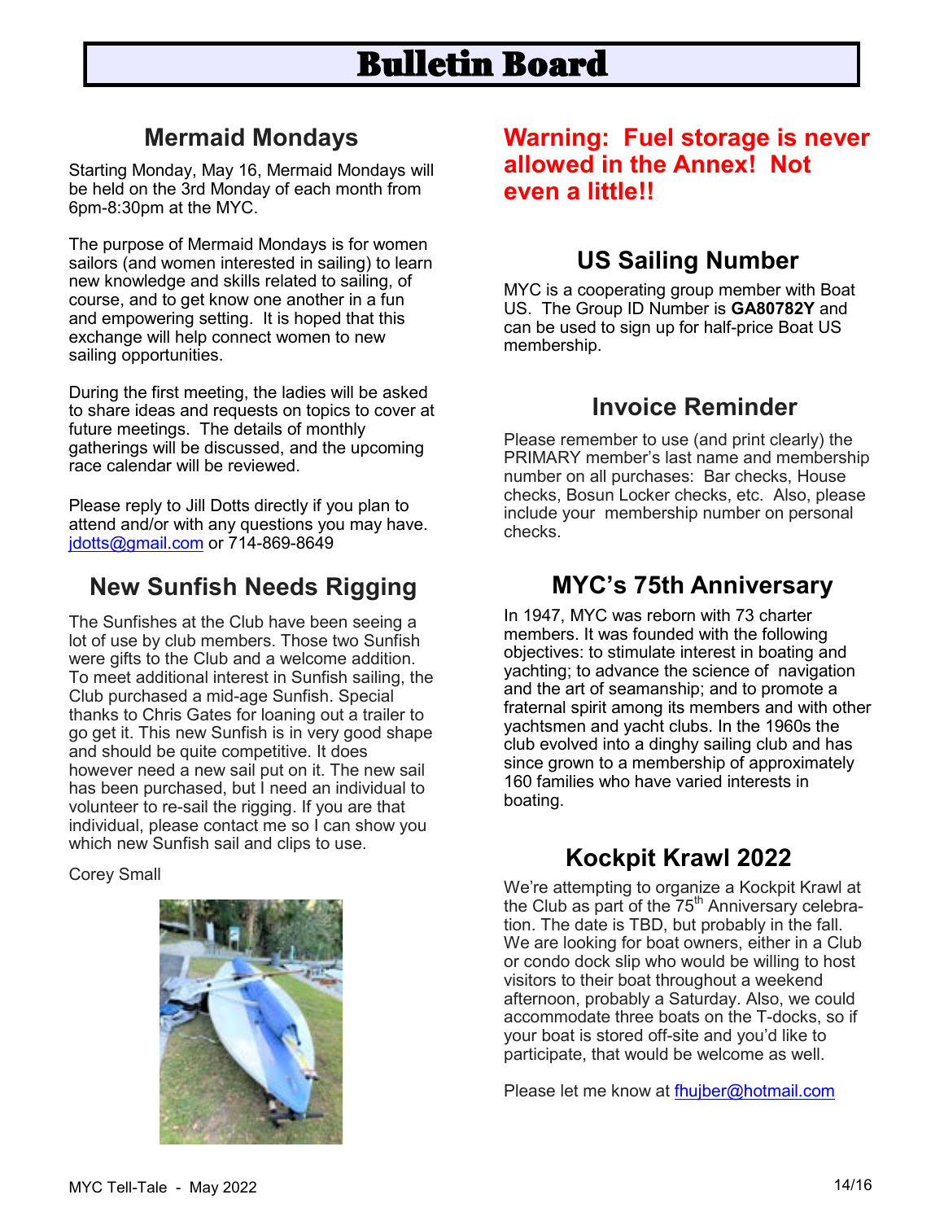# Bulletin Board

## Mermaid Mondays

Starting Monday, May 16, Mermaid Mondays will be held on the 3rd Monday of each month from 6pm-8:30pm at the MYC.

The purpose of Mermaid Mondays is for women sailors (and women interested in sailing) to learn new knowledge and skills related to sailing, of course, and to get know one another in a fun and empowering setting. It is hoped that this exchange will help connect women to new sailing opportunities.

During the first meeting, the ladies will be asked to share ideas and requests on topics to cover at future meetings. The details of monthly gatherings will be discussed, and the upcoming race calendar will be reviewed.

Please reply to Jill Dotts directly if you plan to attend and/or with any questions you may have. jdotts@gmail.com or 714-869-8649

## New Sunfish Needs Rigging

The Sunfishes at the Club have been seeing a lot of use by club members. Those two Sunfish were gifts to the Club and a welcome addition. To meet additional interest in Sunfish sailing, the Club purchased a mid-age Sunfish. Special thanks to Chris Gates for loaning out a trailer to go get it. This new Sunfish is in very good shape and should be quite competitive. It does however need a new sail put on it. The new sail has been purchased, but I need an individual to volunteer to re-sail the rigging. If you are that individual, please contact me so I can show you which new Sunfish sail and clips to use.

Corey Small

## Warning: Fuel storage is never allowed in the Annex! Not even a little!!

## US Sailing Number

MYC is a cooperating group member with Boat US. The Group ID Number is **GA80782Y** and can be used to sign up for half-price Boat US membership.

## Invoice Reminder

Please remember to use (and print clearly) the PRIMARY member's last name and membership number on all purchases: Bar checks, House checks, Bosun Locker checks, etc. Also, please include your membership number on personal checks.

## MYC's 75th Anniversary

In 1947, MYC was reborn with 73 charter members. It was founded with the following objectives: to stimulate interest in boating and yachting; to advance the science of navigation and the art of seamanship; and to promote a fraternal spirit among its members and with other yachtsmen and yacht clubs. In the 1960s the club evolved into a dinghy sailing club and has since grown to a membership of approximately 160 families who have varied interests in boating.

## Kockpit Krawl 2022

We're attempting to organize a Kockpit Krawl at the Club as part of the 75th Anniversary celebration. The date is TBD, but probably in the fall. We are looking for boat owners, either in a Club or condo dock slip who would be willing to host visitors to their boat throughout a weekend afternoon, probably a Saturday. Also, we could accommodate three boats on the T-docks, so if your boat is stored off-site and you'd like to participate, that would be welcome as well.

Please let me know at fhujber@hotmail.com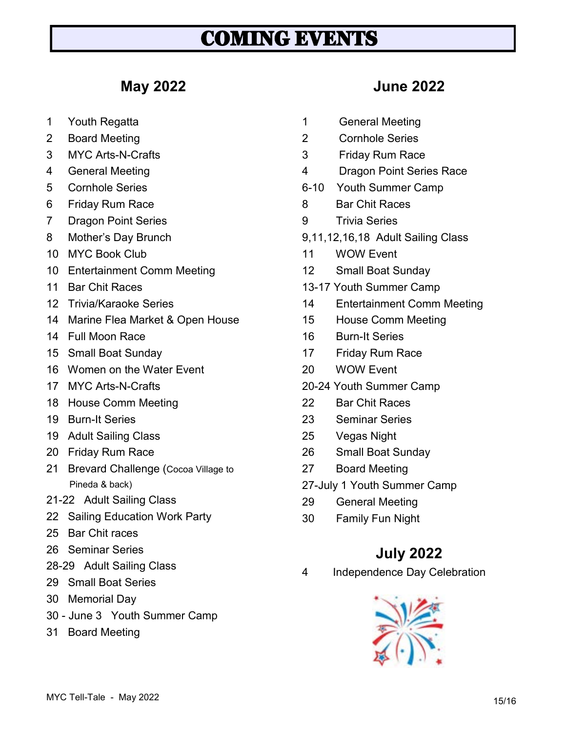# COMING EVENTS

## May 2022

1 Youth Regatta
2 Board Meeting
3 MYC Arts-N-Crafts
4 General Meeting
5 Cornhole Series
6 Friday Rum Race
7 Dragon Point Series
8 Mother's Day Brunch
10 MYC Book Club
10 Entertainment Comm Meeting
11 Bar Chit Races
12 Trivia/Karaoke Series
14 Marine Flea Market & Open House
14 Full Moon Race
15 Small Boat Sunday
16 Women on the Water Event
17 MYC Arts-N-Crafts
18 House Comm Meeting
19 Burn-It Series
19 Adult Sailing Class
20 Friday Rum Race
21 Brevard Challenge (Cocoa Village to Pineda & back)
21-22 Adult Sailing Class
22 Sailing Education Work Party
25 Bar Chit races
26 Seminar Series
28-29 Adult Sailing Class
29 Small Boat Series
30 Memorial Day
30 - June 3 Youth Summer Camp
31 Board Meeting

## June 2022

1 General Meeting
2 Cornhole Series
3 Friday Rum Race
4 Dragon Point Series Race
6-10 Youth Summer Camp
8 Bar Chit Races
9 Trivia Series
9,11,12,16,18 Adult Sailing Class
11 WOW Event
12 Small Boat Sunday
13-17 Youth Summer Camp
14 Entertainment Comm Meeting
15 House Comm Meeting
16 Burn-It Series
17 Friday Rum Race
20 WOW Event
20-24 Youth Summer Camp
22 Bar Chit Races
23 Seminar Series
25 Vegas Night
26 Small Boat Sunday
27 Board Meeting
27-July 1 Youth Summer Camp
29 General Meeting
30 Family Fun Night

## July 2022

4 Independence Day Celebration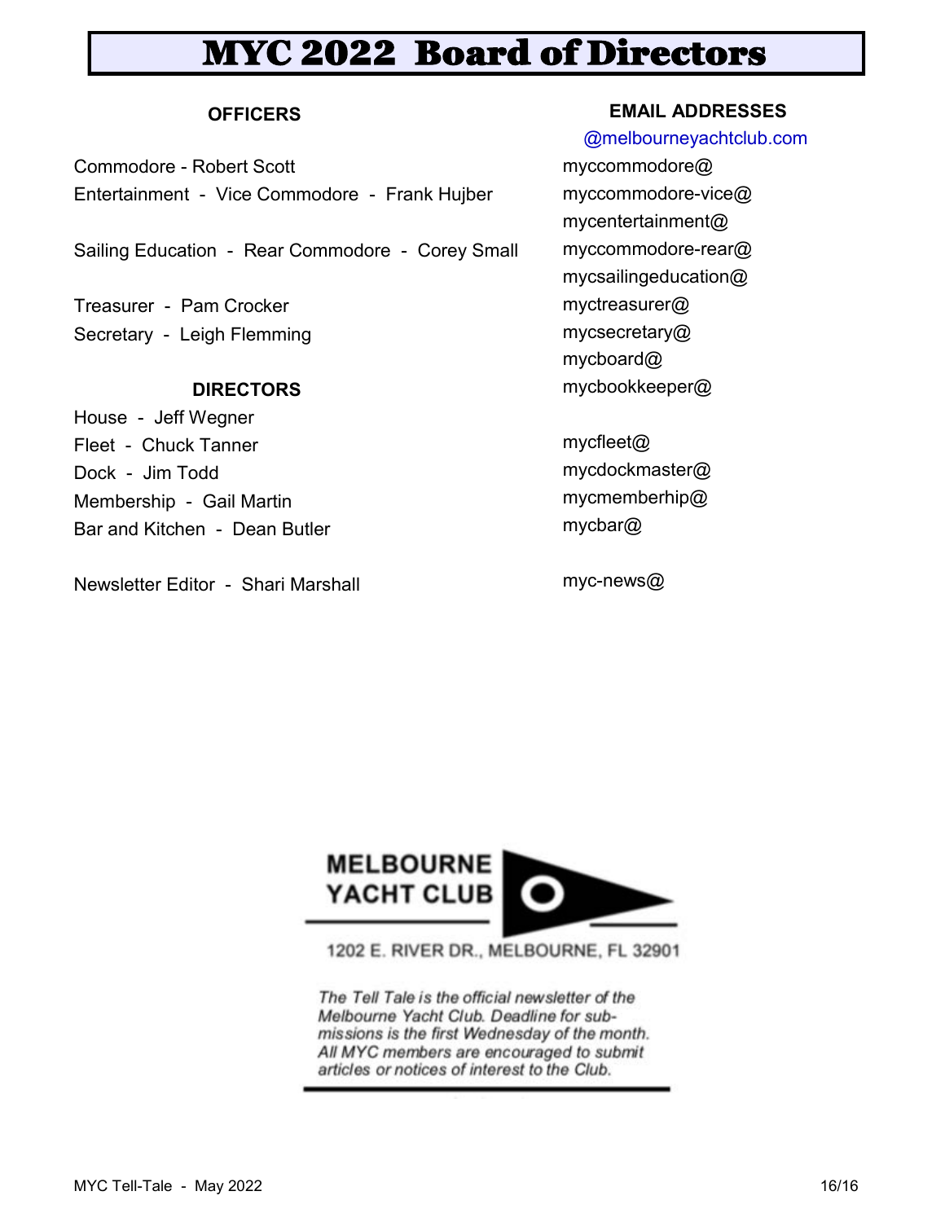# MYC 2022 Board of Directors

| OFFICERS | EMAIL ADDRESSES |
|---|---|
| | @melbourneyachtclub.com |
| Commodore - Robert Scott | myccommodore@ |
| Entertainment - Vice Commodore - Frank Hujber | myccommodore-vice@ |
| | mycentertainment@ |
| Sailing Education - Rear Commodore - Corey Small | myccommodore-rear@ |
| | mycsailingeducation@ |
| Treasurer - Pam Crocker | myctreasurer@ |
| Secretary - Leigh Flemming | mycsecretary@ |
| | mycboard@ |
| **DIRECTORS** | mycbookkeeper@ |
| House - Jeff Wegner | |
| Fleet - Chuck Tanner | mycfleet@ |
| Dock - Jim Todd | mycdockmaster@ |
| Membership - Gail Martin | mycmemberhip@ |
| Bar and Kitchen - Dean Butler | mycbar@ |
| Newsletter Editor - Shari Marshall | myc-news@ |

**MELBOURNE YACHT CLUB**

1202 E. RIVER DR., MELBOURNE, FL 32901

*The Tell Tale is the official newsletter of the Melbourne Yacht Club. Deadline for submissions is the first Wednesday of the month. All MYC members are encouraged to submit articles or notices of interest to the Club.*